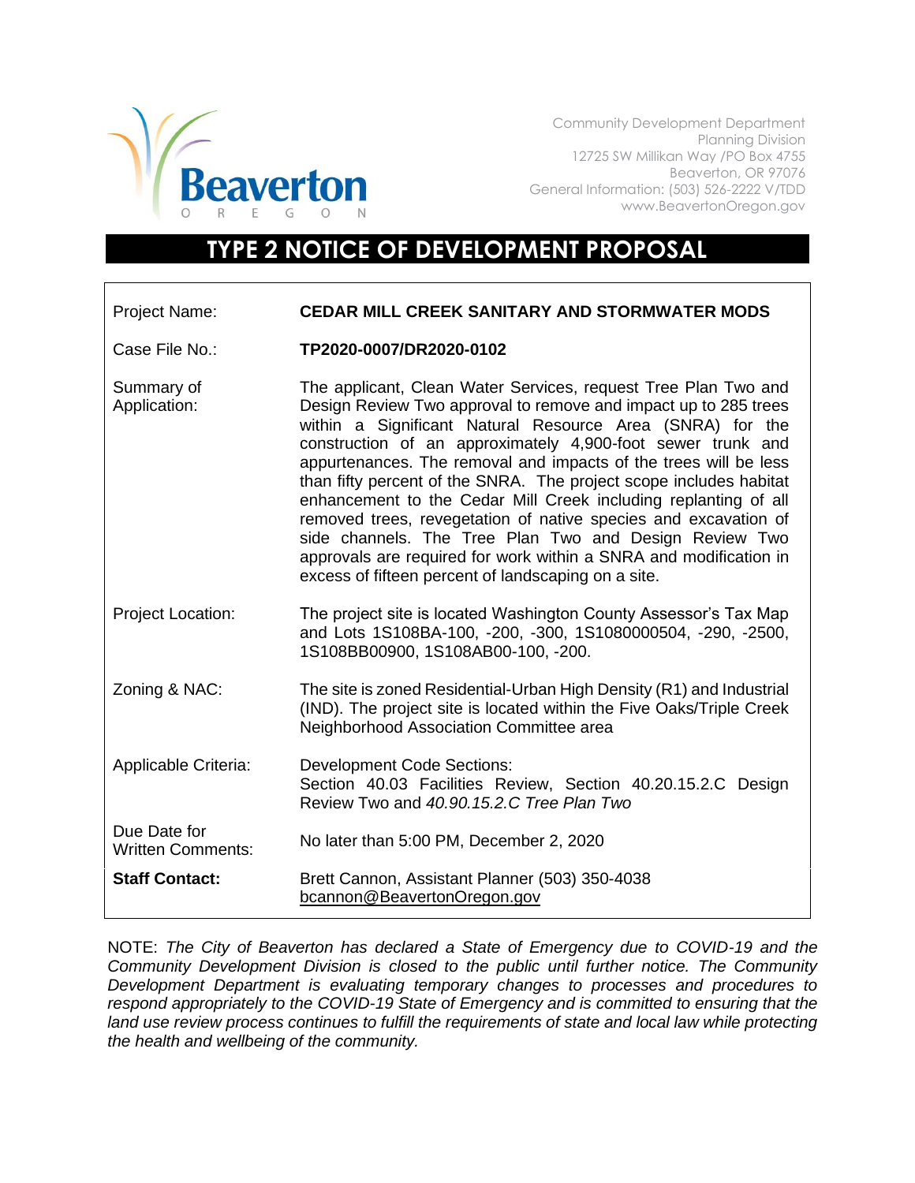Community Development Department
Planning Division
12725 SW Millikan Way /PO Box 4755
Beaverton, OR 97076
General Information: (503) 526-2222 V/TDD
www.BeavertonOregon.gov

# TYPE 2 NOTICE OF DEVELOPMENT PROPOSAL

| | |
|---|---|
| Project Name: | **CEDAR MILL CREEK SANITARY AND STORMWATER MODS** |
| Case File No.: | **TP2020-0007/DR2020-0102** |
| Summary of Application: | The applicant, Clean Water Services, request Tree Plan Two and Design Review Two approval to remove and impact up to 285 trees within a Significant Natural Resource Area (SNRA) for the construction of an approximately 4,900-foot sewer trunk and appurtenances. The removal and impacts of the trees will be less than fifty percent of the SNRA. The project scope includes habitat enhancement to the Cedar Mill Creek including replanting of all removed trees, revegetation of native species and excavation of side channels. The Tree Plan Two and Design Review Two approvals are required for work within a SNRA and modification in excess of fifteen percent of landscaping on a site. |
| Project Location: | The project site is located Washington County Assessor's Tax Map and Lots 1S108BA-100, -200, -300, 1S1080000504, -290, -2500, 1S108BB00900, 1S108AB00-100, -200. |
| Zoning & NAC: | The site is zoned Residential-Urban High Density (R1) and Industrial (IND). The project site is located within the Five Oaks/Triple Creek Neighborhood Association Committee area |
| Applicable Criteria: | Development Code Sections: Section 40.03 Facilities Review, Section 40.20.15.2.C Design Review Two and *40.90.15.2.C Tree Plan Two* |
| Due Date for Written Comments: | No later than 5:00 PM, December 2, 2020 |
| **Staff Contact:** | Brett Cannon, Assistant Planner (503) 350-4038 bcannon@BeavertonOregon.gov |

NOTE: *The City of Beaverton has declared a State of Emergency due to COVID-19 and the Community Development Division is closed to the public until further notice. The Community Development Department is evaluating temporary changes to processes and procedures to respond appropriately to the COVID-19 State of Emergency and is committed to ensuring that the land use review process continues to fulfill the requirements of state and local law while protecting the health and wellbeing of the community.*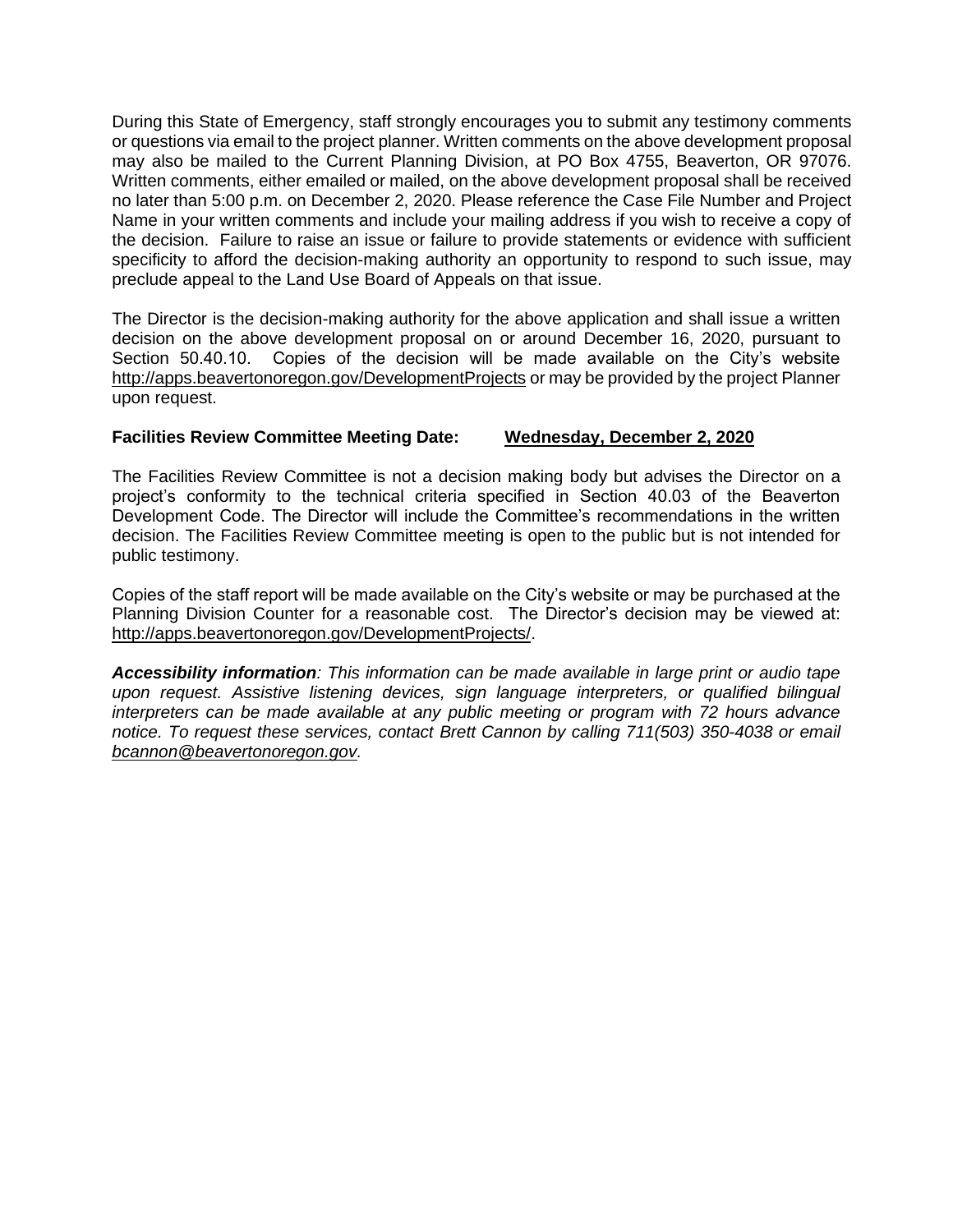During this State of Emergency, staff strongly encourages you to submit any testimony comments or questions via email to the project planner. Written comments on the above development proposal may also be mailed to the Current Planning Division, at PO Box 4755, Beaverton, OR 97076. Written comments, either emailed or mailed, on the above development proposal shall be received no later than 5:00 p.m. on December 2, 2020. Please reference the Case File Number and Project Name in your written comments and include your mailing address if you wish to receive a copy of the decision. Failure to raise an issue or failure to provide statements or evidence with sufficient specificity to afford the decision-making authority an opportunity to respond to such issue, may preclude appeal to the Land Use Board of Appeals on that issue.

The Director is the decision-making authority for the above application and shall issue a written decision on the above development proposal on or around December 16, 2020, pursuant to Section 50.40.10. Copies of the decision will be made available on the City's website http://apps.beavertonoregon.gov/DevelopmentProjects or may be provided by the project Planner upon request.

**Facilities Review Committee Meeting Date:** **Wednesday, December 2, 2020**

The Facilities Review Committee is not a decision making body but advises the Director on a project's conformity to the technical criteria specified in Section 40.03 of the Beaverton Development Code. The Director will include the Committee's recommendations in the written decision. The Facilities Review Committee meeting is open to the public but is not intended for public testimony.

Copies of the staff report will be made available on the City's website or may be purchased at the Planning Division Counter for a reasonable cost. The Director's decision may be viewed at: http://apps.beavertonoregon.gov/DevelopmentProjects/.

***Accessibility information****: This information can be made available in large print or audio tape upon request. Assistive listening devices, sign language interpreters, or qualified bilingual interpreters can be made available at any public meeting or program with 72 hours advance notice. To request these services, contact Brett Cannon by calling 711(503) 350-4038 or email bcannon@beavertonoregon.gov.*